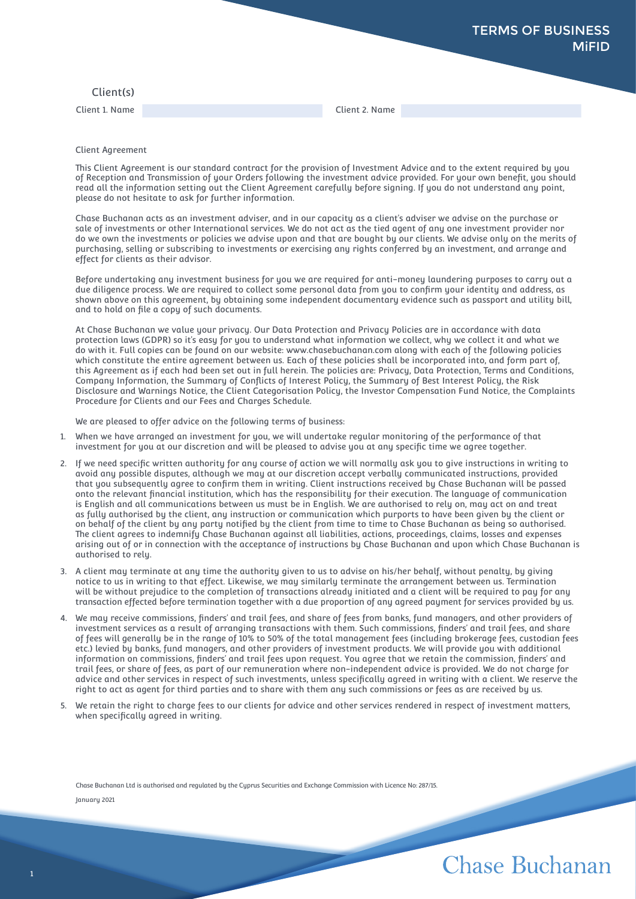# TERMS OF BUSINESS MiFID

## Client(s)

| Client 1. Name | | Client 2. Name | |
|---|---|---|---|

Client Agreement

This Client Agreement is our standard contract for the provision of Investment Advice and to the extent required by you of Reception and Transmission of your Orders following the investment advice provided. For your own benefit, you should read all the information setting out the Client Agreement carefully before signing. If you do not understand any point, please do not hesitate to ask for further information.

Chase Buchanan acts as an investment adviser, and in our capacity as a client's adviser we advise on the purchase or sale of investments or other International services. We do not act as the tied agent of any one investment provider nor do we own the investments or policies we advise upon and that are bought by our clients. We advise only on the merits of purchasing, selling or subscribing to investments or exercising any rights conferred by an investment, and arrange and effect for clients as their advisor.

Before undertaking any investment business for you we are required for anti-money laundering purposes to carry out a due diligence process. We are required to collect some personal data from you to confirm your identity and address, as shown above on this agreement, by obtaining some independent documentary evidence such as passport and utility bill, and to hold on file a copy of such documents.

At Chase Buchanan we value your privacy. Our Data Protection and Privacy Policies are in accordance with data protection laws (GDPR) so it's easy for you to understand what information we collect, why we collect it and what we do with it. Full copies can be found on our website: www.chasebuchanan.com along with each of the following policies which constitute the entire agreement between us. Each of these policies shall be incorporated into, and form part of, this Agreement as if each had been set out in full herein. The policies are: Privacy, Data Protection, Terms and Conditions, Company Information, the Summary of Conflicts of Interest Policy, the Summary of Best Interest Policy, the Risk Disclosure and Warnings Notice, the Client Categorisation Policy, the Investor Compensation Fund Notice, the Complaints Procedure for Clients and our Fees and Charges Schedule.

We are pleased to offer advice on the following terms of business:

1. When we have arranged an investment for you, we will undertake regular monitoring of the performance of that investment for you at our discretion and will be pleased to advise you at any specific time we agree together.
2. If we need specific written authority for any course of action we will normally ask you to give instructions in writing to avoid any possible disputes, although we may at our discretion accept verbally communicated instructions, provided that you subsequently agree to confirm them in writing. Client instructions received by Chase Buchanan will be passed onto the relevant financial institution, which has the responsibility for their execution. The language of communication is English and all communications between us must be in English. We are authorised to rely on, may act on and treat as fully authorised by the client, any instruction or communication which purports to have been given by the client or on behalf of the client by any party notified by the client from time to time to Chase Buchanan as being so authorised. The client agrees to indemnify Chase Buchanan against all liabilities, actions, proceedings, claims, losses and expenses arising out of or in connection with the acceptance of instructions by Chase Buchanan and upon which Chase Buchanan is authorised to rely.
3. A client may terminate at any time the authority given to us to advise on his/her behalf, without penalty, by giving notice to us in writing to that effect. Likewise, we may similarly terminate the arrangement between us. Termination will be without prejudice to the completion of transactions already initiated and a client will be required to pay for any transaction effected before termination together with a due proportion of any agreed payment for services provided by us.
4. We may receive commissions, finders' and trail fees, and share of fees from banks, fund managers, and other providers of investment services as a result of arranging transactions with them. Such commissions, finders' and trail fees, and share of fees will generally be in the range of 10% to 50% of the total management fees (including brokerage fees, custodian fees etc.) levied by banks, fund managers, and other providers of investment products. We will provide you with additional information on commissions, finders' and trail fees upon request. You agree that we retain the commission, finders' and trail fees, or share of fees, as part of our remuneration where non-independent advice is provided. We do not charge for advice and other services in respect of such investments, unless specifically agreed in writing with a client. We reserve the right to act as agent for third parties and to share with them any such commissions or fees as are received by us.
5. We retain the right to charge fees to our clients for advice and other services rendered in respect of investment matters, when specifically agreed in writing.

Chase Buchanan Ltd is authorised and regulated by the Cyprus Securities and Exchange Commission with Licence No: 287/15.

January 2021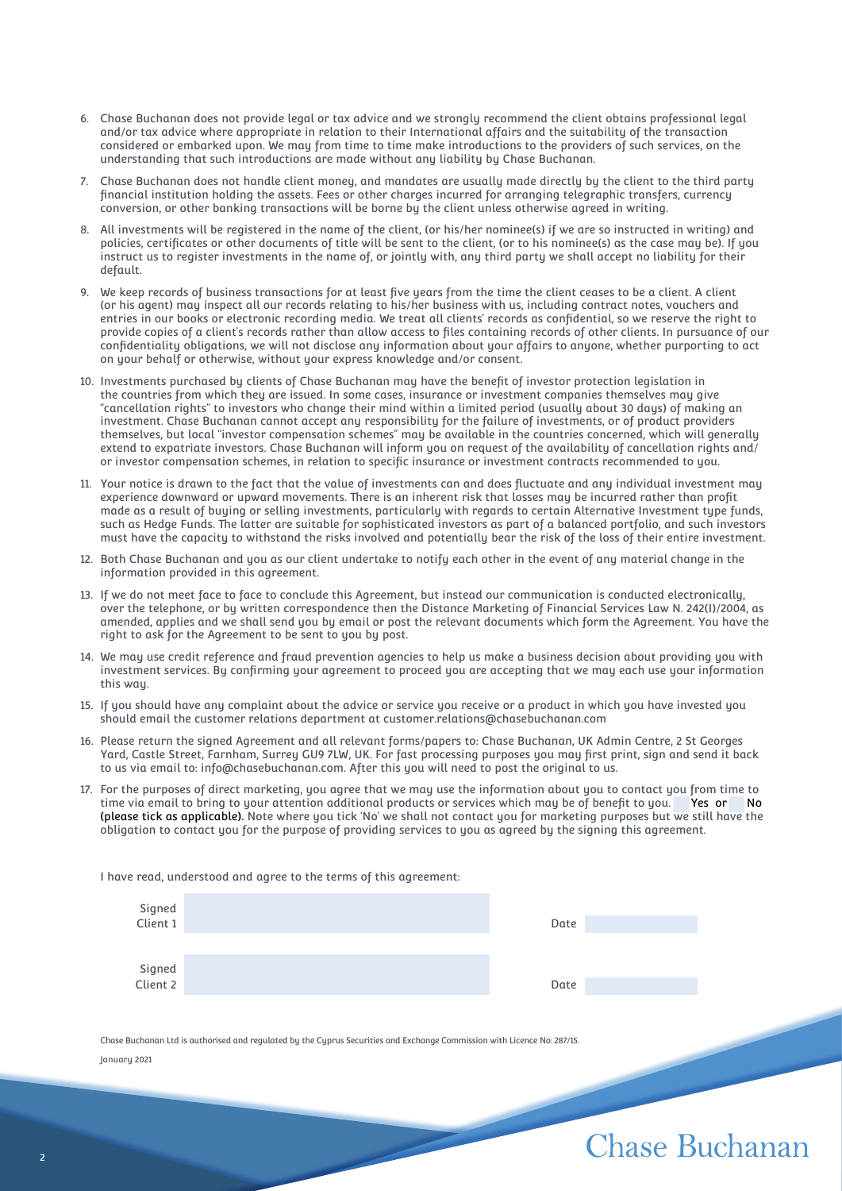6. Chase Buchanan does not provide legal or tax advice and we strongly recommend the client obtains professional legal and/or tax advice where appropriate in relation to their International affairs and the suitability of the transaction considered or embarked upon. We may from time to time make introductions to the providers of such services, on the understanding that such introductions are made without any liability by Chase Buchanan.

7. Chase Buchanan does not handle client money, and mandates are usually made directly by the client to the third party financial institution holding the assets. Fees or other charges incurred for arranging telegraphic transfers, currency conversion, or other banking transactions will be borne by the client unless otherwise agreed in writing.

8. All investments will be registered in the name of the client, (or his/her nominee(s) if we are so instructed in writing) and policies, certificates or other documents of title will be sent to the client, (or to his nominee(s) as the case may be). If you instruct us to register investments in the name of, or jointly with, any third party we shall accept no liability for their default.

9. We keep records of business transactions for at least five years from the time the client ceases to be a client. A client (or his agent) may inspect all our records relating to his/her business with us, including contract notes, vouchers and entries in our books or electronic recording media. We treat all clients' records as confidential, so we reserve the right to provide copies of a client's records rather than allow access to files containing records of other clients. In pursuance of our confidentiality obligations, we will not disclose any information about your affairs to anyone, whether purporting to act on your behalf or otherwise, without your express knowledge and/or consent.

10. Investments purchased by clients of Chase Buchanan may have the benefit of investor protection legislation in the countries from which they are issued. In some cases, insurance or investment companies themselves may give "cancellation rights" to investors who change their mind within a limited period (usually about 30 days) of making an investment. Chase Buchanan cannot accept any responsibility for the failure of investments, or of product providers themselves, but local "investor compensation schemes" may be available in the countries concerned, which will generally extend to expatriate investors. Chase Buchanan will inform you on request of the availability of cancellation rights and/or investor compensation schemes, in relation to specific insurance or investment contracts recommended to you.

11. Your notice is drawn to the fact that the value of investments can and does fluctuate and any individual investment may experience downward or upward movements. There is an inherent risk that losses may be incurred rather than profit made as a result of buying or selling investments, particularly with regards to certain Alternative Investment type funds, such as Hedge Funds. The latter are suitable for sophisticated investors as part of a balanced portfolio, and such investors must have the capacity to withstand the risks involved and potentially bear the risk of the loss of their entire investment.

12. Both Chase Buchanan and you as our client undertake to notify each other in the event of any material change in the information provided in this agreement.

13. If we do not meet face to face to conclude this Agreement, but instead our communication is conducted electronically, over the telephone, or by written correspondence then the Distance Marketing of Financial Services Law N. 242(I)/2004, as amended, applies and we shall send you by email or post the relevant documents which form the Agreement. You have the right to ask for the Agreement to be sent to you by post.

14. We may use credit reference and fraud prevention agencies to help us make a business decision about providing you with investment services. By confirming your agreement to proceed you are accepting that we may each use your information this way.

15. If you should have any complaint about the advice or service you receive or a product in which you have invested you should email the customer relations department at customer.relations@chasebuchanan.com

16. Please return the signed Agreement and all relevant forms/papers to: Chase Buchanan, UK Admin Centre, 2 St Georges Yard, Castle Street, Farnham, Surrey GU9 7LW, UK. For fast processing purposes you may first print, sign and send it back to us via email to: info@chasebuchanan.com. After this you will need to post the original to us.

17. For the purposes of direct marketing, you agree that we may use the information about you to contact you from time to time via email to bring to your attention additional products or services which may be of benefit to you. ☐ **Yes** or ☐ **No (please tick as applicable).** Note where you tick 'No' we shall not contact you for marketing purposes but we still have the obligation to contact you for the purpose of providing services to you as agreed by the signing this agreement.

I have read, understood and agree to the terms of this agreement:

Signed Client 1 ____________________ Date __________

Signed Client 2 ____________________ Date __________

Chase Buchanan Ltd is authorised and regulated by the Cyprus Securities and Exchange Commission with Licence No: 287/15.

January 2021

Chase Buchanan